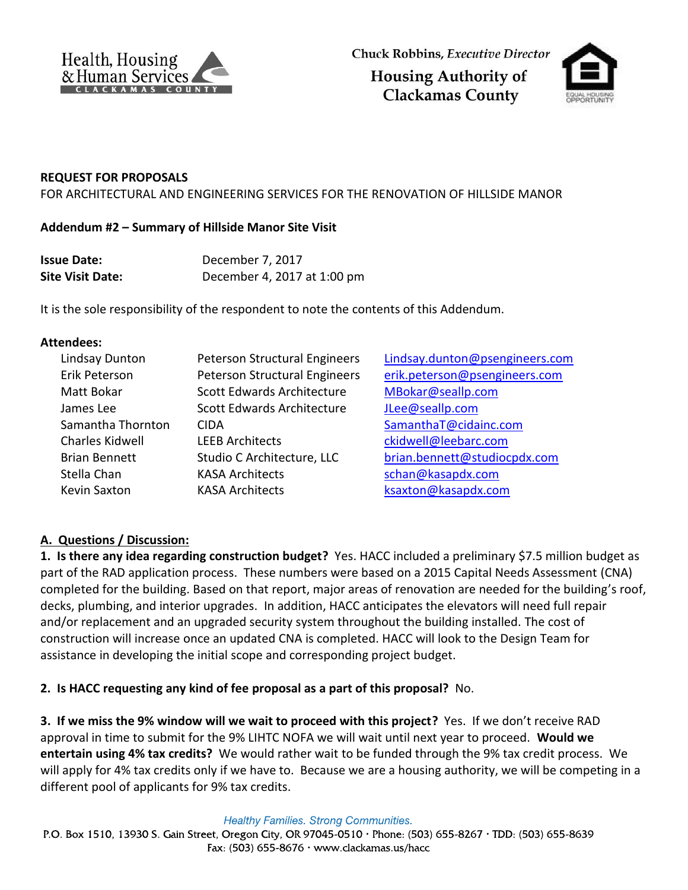Health, Housing & Human Services
CLACKAMAS COUNTY

Chuck Robbins, *Executive Director*

**Housing Authority of Clackamas County**

**REQUEST FOR PROPOSALS**

FOR ARCHITECTURAL AND ENGINEERING SERVICES FOR THE RENOVATION OF HILLSIDE MANOR

**Addendum #2 – Summary of Hillside Manor Site Visit**

**Issue Date:** December 7, 2017

**Site Visit Date:** December 4, 2017 at 1:00 pm

It is the sole responsibility of the respondent to note the contents of this Addendum.

**Attendees:**

| | | |
|---|---|---|
| Lindsay Dunton | Peterson Structural Engineers | Lindsay.dunton@psengineers.com |
| Erik Peterson | Peterson Structural Engineers | erik.peterson@psengineers.com |
| Matt Bokar | Scott Edwards Architecture | MBokar@seallp.com |
| James Lee | Scott Edwards Architecture | JLee@seallp.com |
| Samantha Thornton | CIDA | SamanthaT@cidainc.com |
| Charles Kidwell | LEEB Architects | ckidwell@leebarc.com |
| Brian Bennett | Studio C Architecture, LLC | brian.bennett@studiocpdx.com |
| Stella Chan | KASA Architects | schan@kasapdx.com |
| Kevin Saxton | KASA Architects | ksaxton@kasapdx.com |

**A. Questions / Discussion:**

**1. Is there any idea regarding construction budget?** Yes. HACC included a preliminary $7.5 million budget as part of the RAD application process. These numbers were based on a 2015 Capital Needs Assessment (CNA) completed for the building. Based on that report, major areas of renovation are needed for the building's roof, decks, plumbing, and interior upgrades. In addition, HACC anticipates the elevators will need full repair and/or replacement and an upgraded security system throughout the building installed. The cost of construction will increase once an updated CNA is completed. HACC will look to the Design Team for assistance in developing the initial scope and corresponding project budget.

**2. Is HACC requesting any kind of fee proposal as a part of this proposal?** No.

**3. If we miss the 9% window will we wait to proceed with this project?** Yes. If we don't receive RAD approval in time to submit for the 9% LIHTC NOFA we will wait until next year to proceed. **Would we entertain using 4% tax credits?** We would rather wait to be funded through the 9% tax credit process. We will apply for 4% tax credits only if we have to. Because we are a housing authority, we will be competing in a different pool of applicants for 9% tax credits.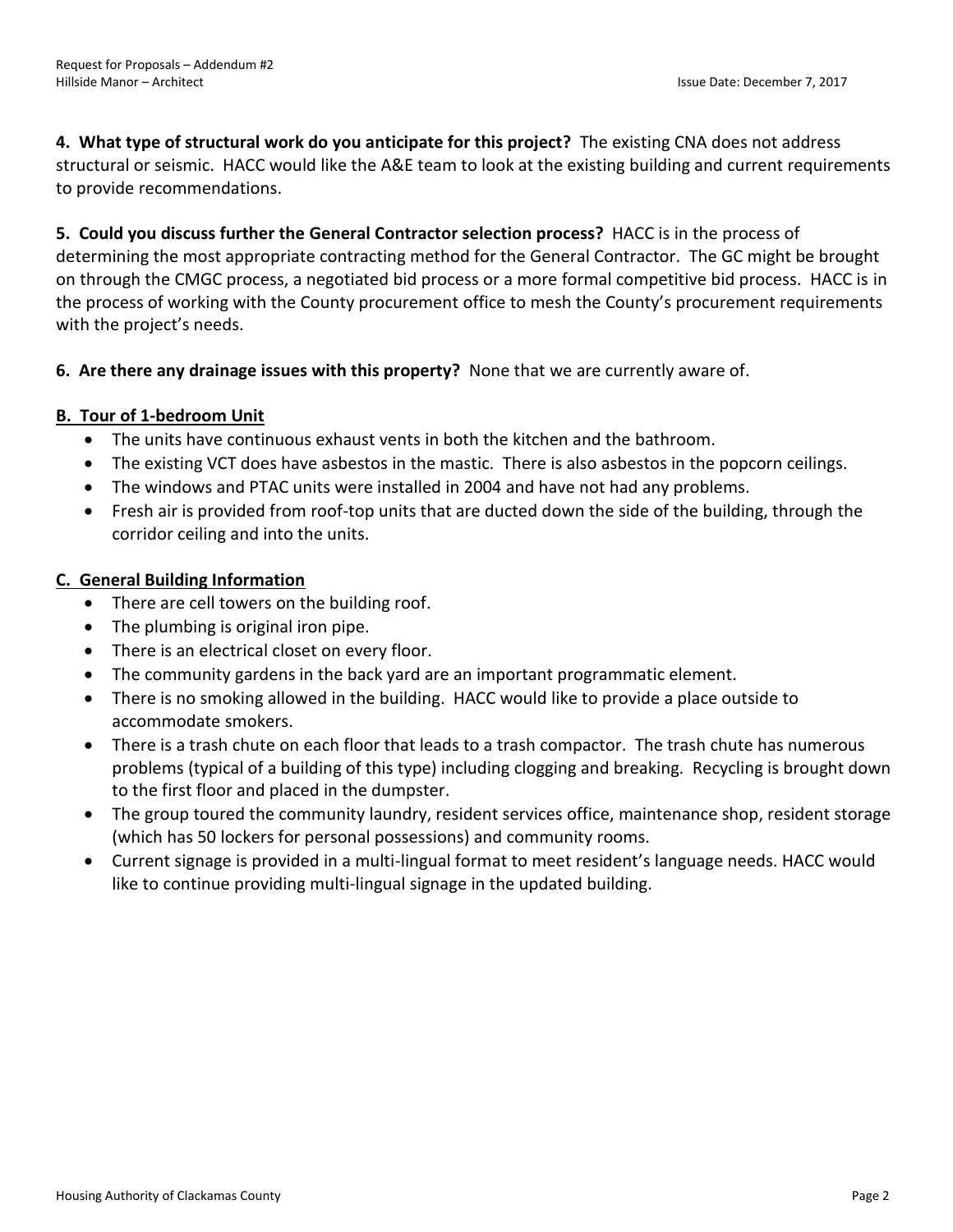**4. What type of structural work do you anticipate for this project?** The existing CNA does not address structural or seismic. HACC would like the A&E team to look at the existing building and current requirements to provide recommendations.

**5. Could you discuss further the General Contractor selection process?** HACC is in the process of determining the most appropriate contracting method for the General Contractor. The GC might be brought on through the CMGC process, a negotiated bid process or a more formal competitive bid process. HACC is in the process of working with the County procurement office to mesh the County's procurement requirements with the project's needs.

**6. Are there any drainage issues with this property?** None that we are currently aware of.

**B. Tour of 1-bedroom Unit**

- The units have continuous exhaust vents in both the kitchen and the bathroom.
- The existing VCT does have asbestos in the mastic. There is also asbestos in the popcorn ceilings.
- The windows and PTAC units were installed in 2004 and have not had any problems.
- Fresh air is provided from roof-top units that are ducted down the side of the building, through the corridor ceiling and into the units.

**C. General Building Information**

- There are cell towers on the building roof.
- The plumbing is original iron pipe.
- There is an electrical closet on every floor.
- The community gardens in the back yard are an important programmatic element.
- There is no smoking allowed in the building. HACC would like to provide a place outside to accommodate smokers.
- There is a trash chute on each floor that leads to a trash compactor. The trash chute has numerous problems (typical of a building of this type) including clogging and breaking. Recycling is brought down to the first floor and placed in the dumpster.
- The group toured the community laundry, resident services office, maintenance shop, resident storage (which has 50 lockers for personal possessions) and community rooms.
- Current signage is provided in a multi-lingual format to meet resident's language needs. HACC would like to continue providing multi-lingual signage in the updated building.